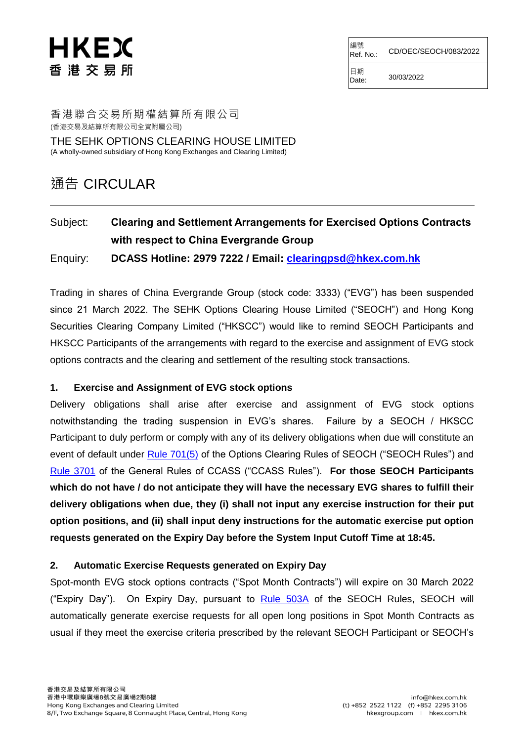HKEX
香 港 交 易 所

| 編號 Ref. No.: | CD/OEC/SEOCH/083/2022 |
| --- | --- |
| 日期 Date: | 30/03/2022 |

香港聯合交易所期權結算所有限公司
(香港交易及結算所有限公司全資附屬公司)

THE SEHK OPTIONS CLEARING HOUSE LIMITED
(A wholly-owned subsidiary of Hong Kong Exchanges and Clearing Limited)

# 通告 CIRCULAR

---

Subject: **Clearing and Settlement Arrangements for Exercised Options Contracts with respect to China Evergrande Group**

Enquiry: **DCASS Hotline: 2979 7222 / Email: [clearingpsd@hkex.com.hk](mailto:clearingpsd@hkex.com.hk)**

Trading in shares of China Evergrande Group (stock code: 3333) ("EVG") has been suspended since 21 March 2022. The SEHK Options Clearing House Limited ("SEOCH") and Hong Kong Securities Clearing Company Limited ("HKSCC") would like to remind SEOCH Participants and HKSCC Participants of the arrangements with regard to the exercise and assignment of EVG stock options contracts and the clearing and settlement of the resulting stock transactions.

## 1. Exercise and Assignment of EVG stock options

Delivery obligations shall arise after exercise and assignment of EVG stock options notwithstanding the trading suspension in EVG's shares. Failure by a SEOCH / HKSCC Participant to duly perform or comply with any of its delivery obligations when due will constitute an event of default under Rule 701(5) of the Options Clearing Rules of SEOCH ("SEOCH Rules") and Rule 3701 of the General Rules of CCASS ("CCASS Rules"). **For those SEOCH Participants which do not have / do not anticipate they will have the necessary EVG shares to fulfill their delivery obligations when due, they (i) shall not input any exercise instruction for their put option positions, and (ii) shall input deny instructions for the automatic exercise put option requests generated on the Expiry Day before the System Input Cutoff Time at 18:45.**

## 2. Automatic Exercise Requests generated on Expiry Day

Spot-month EVG stock options contracts ("Spot Month Contracts") will expire on 30 March 2022 ("Expiry Day"). On Expiry Day, pursuant to Rule 503A of the SEOCH Rules, SEOCH will automatically generate exercise requests for all open long positions in Spot Month Contracts as usual if they meet the exercise criteria prescribed by the relevant SEOCH Participant or SEOCH's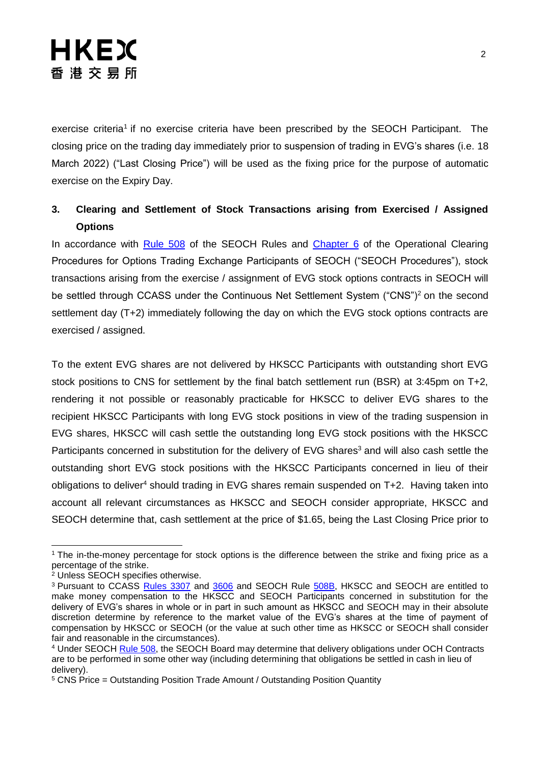exercise criteria[1] if no exercise criteria have been prescribed by the SEOCH Participant. The closing price on the trading day immediately prior to suspension of trading in EVG's shares (i.e. 18 March 2022) ("Last Closing Price") will be used as the fixing price for the purpose of automatic exercise on the Expiry Day.

## 3. Clearing and Settlement of Stock Transactions arising from Exercised / Assigned Options

In accordance with Rule 508 of the SEOCH Rules and Chapter 6 of the Operational Clearing Procedures for Options Trading Exchange Participants of SEOCH ("SEOCH Procedures"), stock transactions arising from the exercise / assignment of EVG stock options contracts in SEOCH will be settled through CCASS under the Continuous Net Settlement System ("CNS")[2] on the second settlement day (T+2) immediately following the day on which the EVG stock options contracts are exercised / assigned.

To the extent EVG shares are not delivered by HKSCC Participants with outstanding short EVG stock positions to CNS for settlement by the final batch settlement run (BSR) at 3:45pm on T+2, rendering it not possible or reasonably practicable for HKSCC to deliver EVG shares to the recipient HKSCC Participants with long EVG stock positions in view of the trading suspension in EVG shares, HKSCC will cash settle the outstanding long EVG stock positions with the HKSCC Participants concerned in substitution for the delivery of EVG shares[3] and will also cash settle the outstanding short EVG stock positions with the HKSCC Participants concerned in lieu of their obligations to deliver[4] should trading in EVG shares remain suspended on T+2. Having taken into account all relevant circumstances as HKSCC and SEOCH consider appropriate, HKSCC and SEOCH determine that, cash settlement at the price of $1.65, being the Last Closing Price prior to

---

[1] The in-the-money percentage for stock options is the difference between the strike and fixing price as a percentage of the strike.

[2] Unless SEOCH specifies otherwise.

[3] Pursuant to CCASS Rules 3307 and 3606 and SEOCH Rule 508B, HKSCC and SEOCH are entitled to make money compensation to the HKSCC and SEOCH Participants concerned in substitution for the delivery of EVG's shares in whole or in part in such amount as HKSCC and SEOCH may in their absolute discretion determine by reference to the market value of the EVG's shares at the time of payment of compensation by HKSCC or SEOCH (or the value at such other time as HKSCC or SEOCH shall consider fair and reasonable in the circumstances).

[4] Under SEOCH Rule 508, the SEOCH Board may determine that delivery obligations under OCH Contracts are to be performed in some other way (including determining that obligations be settled in cash in lieu of delivery).

[5] CNS Price = Outstanding Position Trade Amount / Outstanding Position Quantity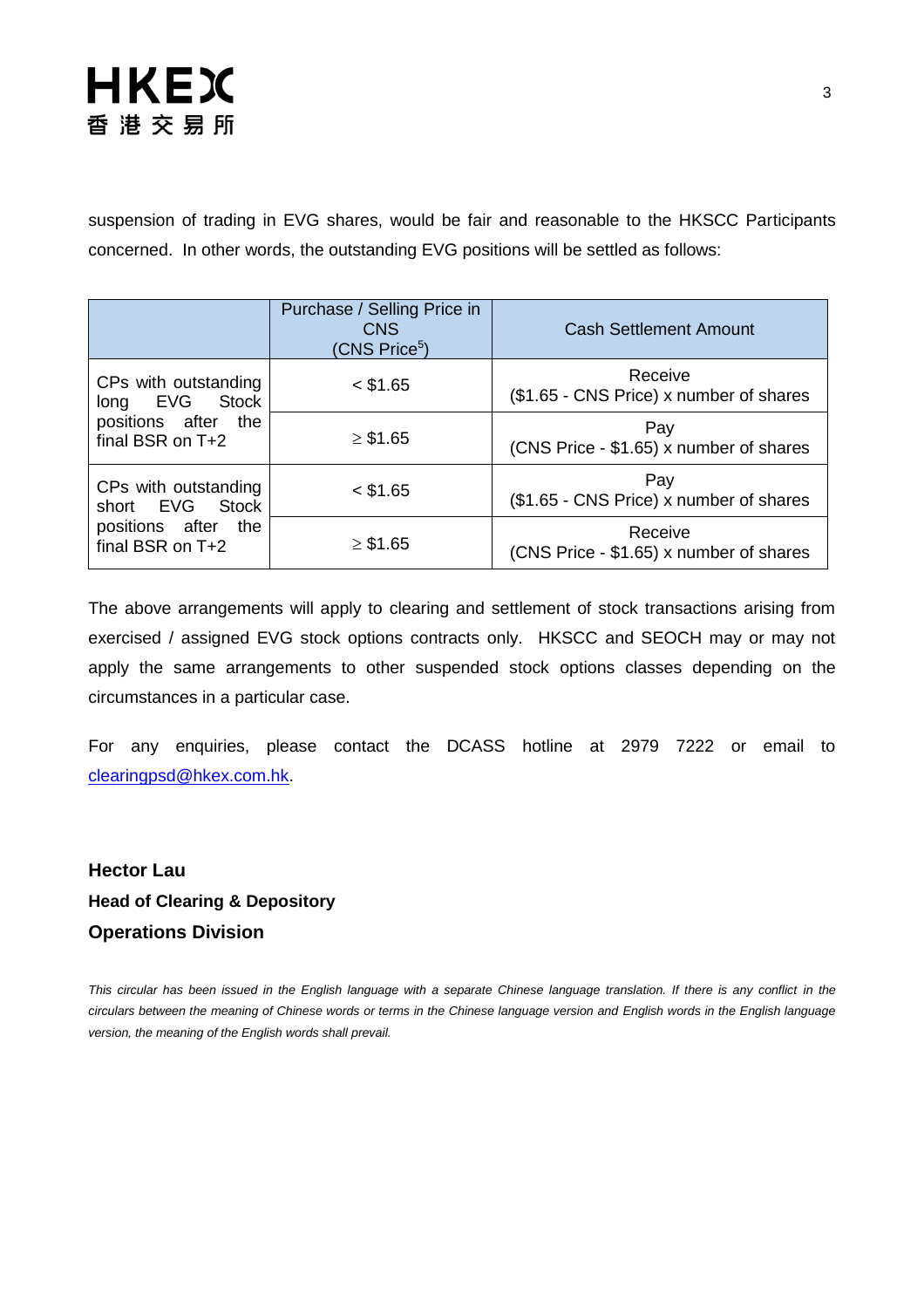suspension of trading in EVG shares, would be fair and reasonable to the HKSCC Participants concerned. In other words, the outstanding EVG positions will be settled as follows:

| | Purchase / Selling Price in CNS (CNS Price[5]) | Cash Settlement Amount |
|---|---|---|
| CPs with outstanding long EVG Stock positions after the final BSR on T+2 | < \$1.65 | Receive (\$1.65 - CNS Price) x number of shares |
| | ≥ \$1.65 | Pay (CNS Price - \$1.65) x number of shares |
| CPs with outstanding short EVG Stock positions after the final BSR on T+2 | < \$1.65 | Pay (\$1.65 - CNS Price) x number of shares |
| | ≥ \$1.65 | Receive (CNS Price - \$1.65) x number of shares |

The above arrangements will apply to clearing and settlement of stock transactions arising from exercised / assigned EVG stock options contracts only. HKSCC and SEOCH may or may not apply the same arrangements to other suspended stock options classes depending on the circumstances in a particular case.

For any enquiries, please contact the DCASS hotline at 2979 7222 or email to clearingpsd@hkex.com.hk.

**Hector Lau**
**Head of Clearing & Depository**
**Operations Division**

*This circular has been issued in the English language with a separate Chinese language translation. If there is any conflict in the circulars between the meaning of Chinese words or terms in the Chinese language version and English words in the English language version, the meaning of the English words shall prevail.*